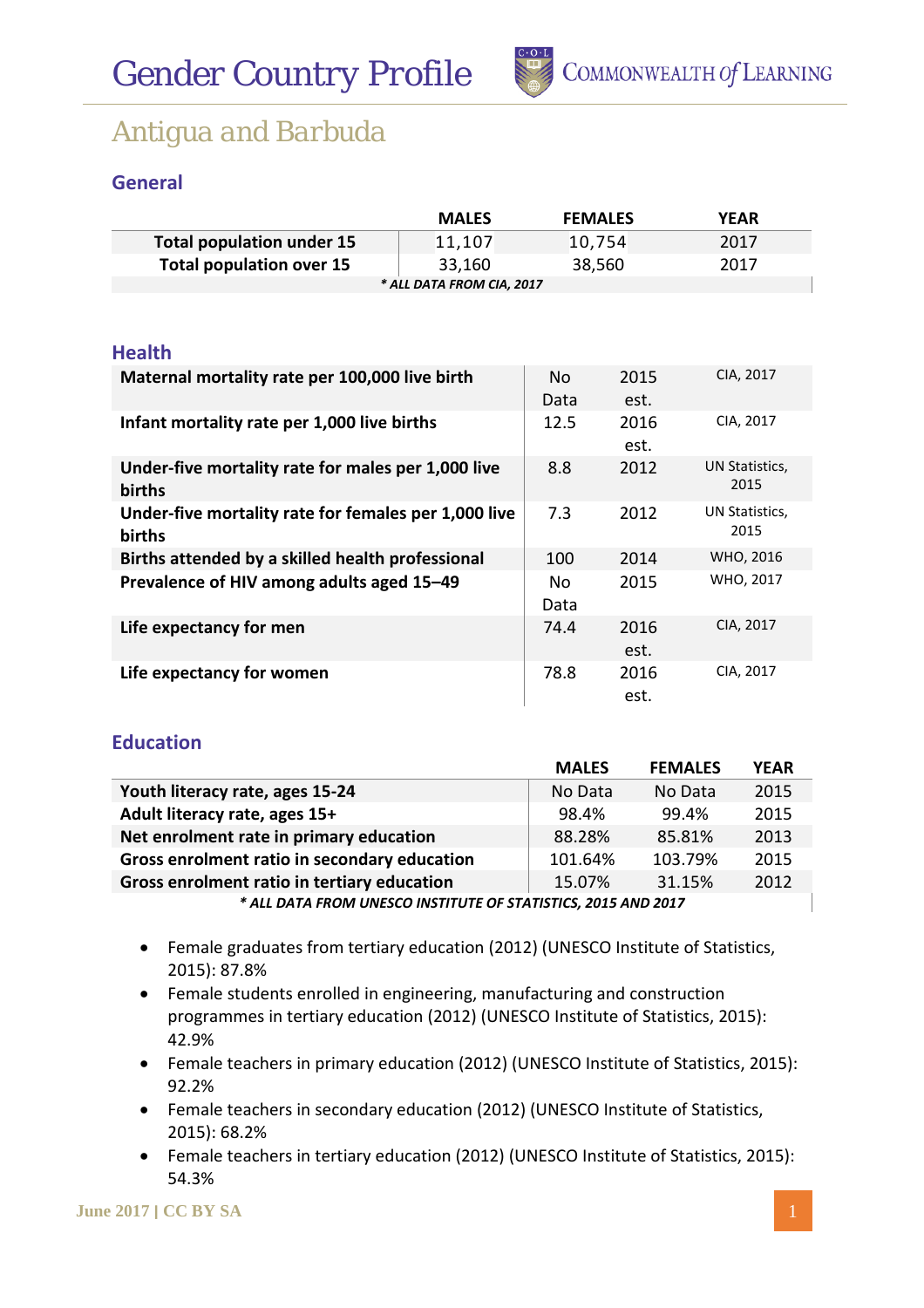# Gender Country Profile

## Antigua and Barbuda

### General

| | MALES | FEMALES | YEAR |
|---|---|---|---|
| Total population under 15 | 11,107 | 10,754 | 2017 |
| Total population over 15 | 33,160 | 38,560 | 2017 |

*\* ALL DATA FROM CIA, 2017*

### Health

| | | | |
|---|---|---|---|
| Maternal mortality rate per 100,000 live birth | No Data | 2015 est. | CIA, 2017 |
| Infant mortality rate per 1,000 live births | 12.5 | 2016 est. | CIA, 2017 |
| Under-five mortality rate for males per 1,000 live births | 8.8 | 2012 | UN Statistics, 2015 |
| Under-five mortality rate for females per 1,000 live births | 7.3 | 2012 | UN Statistics, 2015 |
| Births attended by a skilled health professional | 100 | 2014 | WHO, 2016 |
| Prevalence of HIV among adults aged 15–49 | No Data | 2015 | WHO, 2017 |
| Life expectancy for men | 74.4 | 2016 est. | CIA, 2017 |
| Life expectancy for women | 78.8 | 2016 est. | CIA, 2017 |

### Education

| | MALES | FEMALES | YEAR |
|---|---|---|---|
| Youth literacy rate, ages 15-24 | No Data | No Data | 2015 |
| Adult literacy rate, ages 15+ | 98.4% | 99.4% | 2015 |
| Net enrolment rate in primary education | 88.28% | 85.81% | 2013 |
| Gross enrolment ratio in secondary education | 101.64% | 103.79% | 2015 |
| Gross enrolment ratio in tertiary education | 15.07% | 31.15% | 2012 |

*\* ALL DATA FROM UNESCO INSTITUTE OF STATISTICS, 2015 AND 2017*

- Female graduates from tertiary education (2012) (UNESCO Institute of Statistics, 2015): 87.8%
- Female students enrolled in engineering, manufacturing and construction programmes in tertiary education (2012) (UNESCO Institute of Statistics, 2015): 42.9%
- Female teachers in primary education (2012) (UNESCO Institute of Statistics, 2015): 92.2%
- Female teachers in secondary education (2012) (UNESCO Institute of Statistics, 2015): 68.2%
- Female teachers in tertiary education (2012) (UNESCO Institute of Statistics, 2015): 54.3%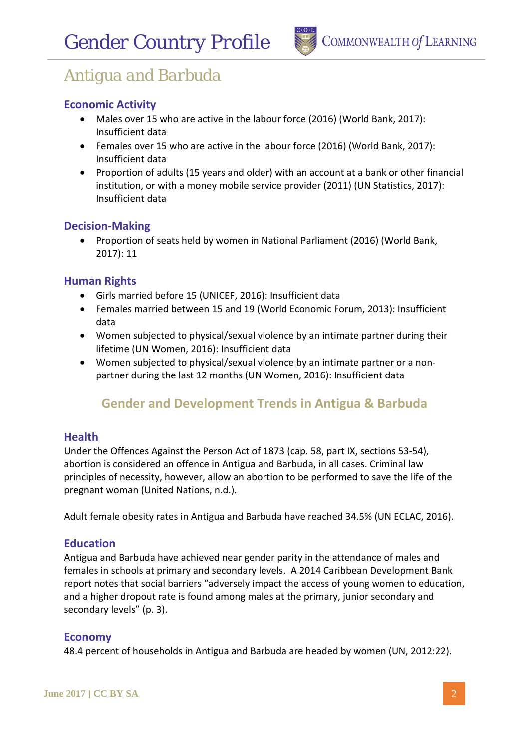## Antigua and Barbuda

### Economic Activity

- Males over 15 who are active in the labour force (2016) (World Bank, 2017): Insufficient data
- Females over 15 who are active in the labour force (2016) (World Bank, 2017): Insufficient data
- Proportion of adults (15 years and older) with an account at a bank or other financial institution, or with a money mobile service provider (2011) (UN Statistics, 2017): Insufficient data

### Decision-Making

- Proportion of seats held by women in National Parliament (2016) (World Bank, 2017): 11

### Human Rights

- Girls married before 15 (UNICEF, 2016): Insufficient data
- Females married between 15 and 19 (World Economic Forum, 2013): Insufficient data
- Women subjected to physical/sexual violence by an intimate partner during their lifetime (UN Women, 2016): Insufficient data
- Women subjected to physical/sexual violence by an intimate partner or a non-partner during the last 12 months (UN Women, 2016): Insufficient data

## Gender and Development Trends in Antigua & Barbuda

### Health

Under the Offences Against the Person Act of 1873 (cap. 58, part IX, sections 53-54), abortion is considered an offence in Antigua and Barbuda, in all cases. Criminal law principles of necessity, however, allow an abortion to be performed to save the life of the pregnant woman (United Nations, n.d.).

Adult female obesity rates in Antigua and Barbuda have reached 34.5% (UN ECLAC, 2016).

### Education

Antigua and Barbuda have achieved near gender parity in the attendance of males and females in schools at primary and secondary levels. A 2014 Caribbean Development Bank report notes that social barriers "adversely impact the access of young women to education, and a higher dropout rate is found among males at the primary, junior secondary and secondary levels" (p. 3).

### Economy

48.4 percent of households in Antigua and Barbuda are headed by women (UN, 2012:22).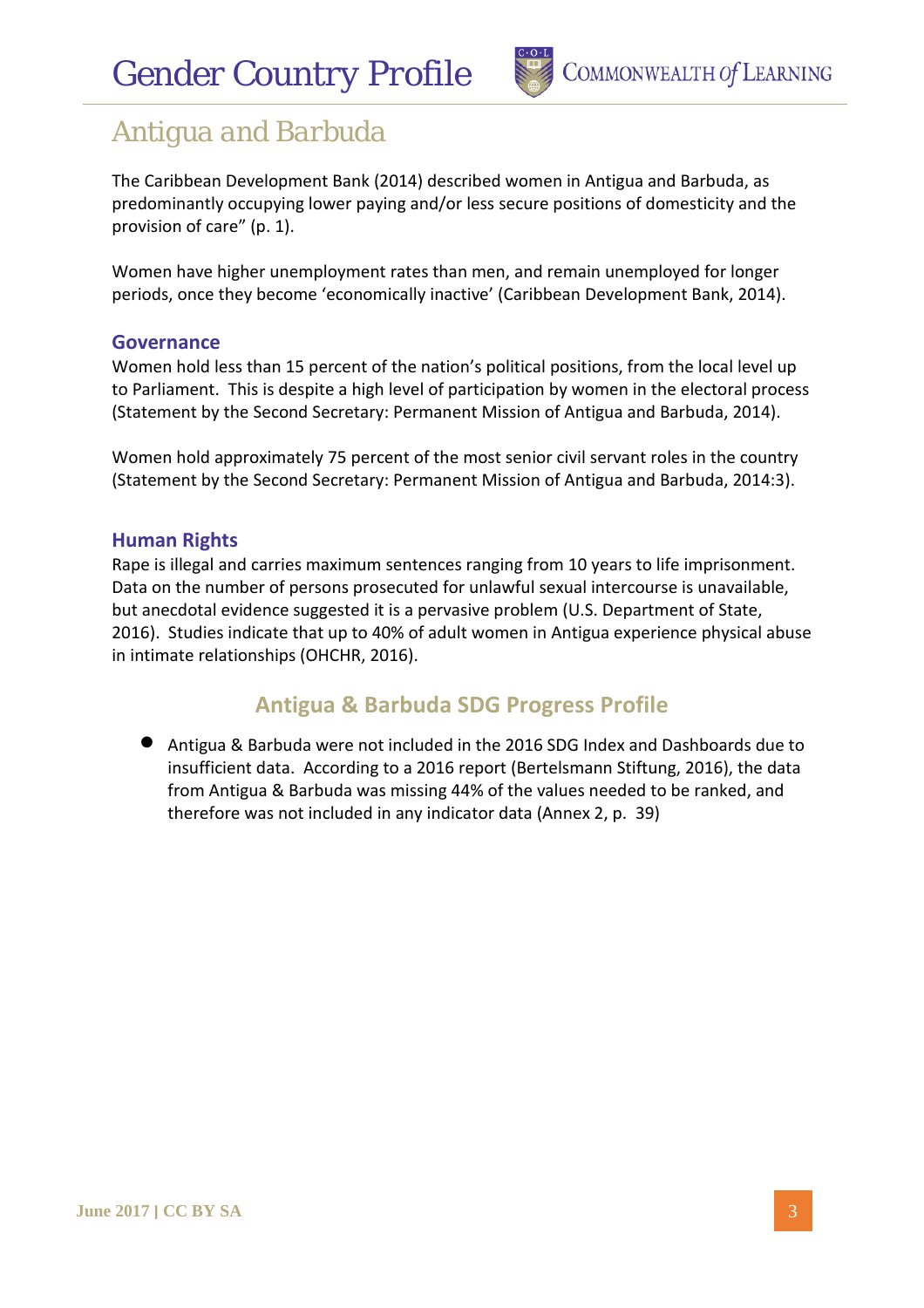# Antigua and Barbuda

The Caribbean Development Bank (2014) described women in Antigua and Barbuda, as predominantly occupying lower paying and/or less secure positions of domesticity and the provision of care" (p. 1).

Women have higher unemployment rates than men, and remain unemployed for longer periods, once they become 'economically inactive' (Caribbean Development Bank, 2014).

## Governance

Women hold less than 15 percent of the nation's political positions, from the local level up to Parliament. This is despite a high level of participation by women in the electoral process (Statement by the Second Secretary: Permanent Mission of Antigua and Barbuda, 2014).

Women hold approximately 75 percent of the most senior civil servant roles in the country (Statement by the Second Secretary: Permanent Mission of Antigua and Barbuda, 2014:3).

## Human Rights

Rape is illegal and carries maximum sentences ranging from 10 years to life imprisonment. Data on the number of persons prosecuted for unlawful sexual intercourse is unavailable, but anecdotal evidence suggested it is a pervasive problem (U.S. Department of State, 2016). Studies indicate that up to 40% of adult women in Antigua experience physical abuse in intimate relationships (OHCHR, 2016).

## Antigua & Barbuda SDG Progress Profile

- Antigua & Barbuda were not included in the 2016 SDG Index and Dashboards due to insufficient data. According to a 2016 report (Bertelsmann Stiftung, 2016), the data from Antigua & Barbuda was missing 44% of the values needed to be ranked, and therefore was not included in any indicator data (Annex 2, p. 39)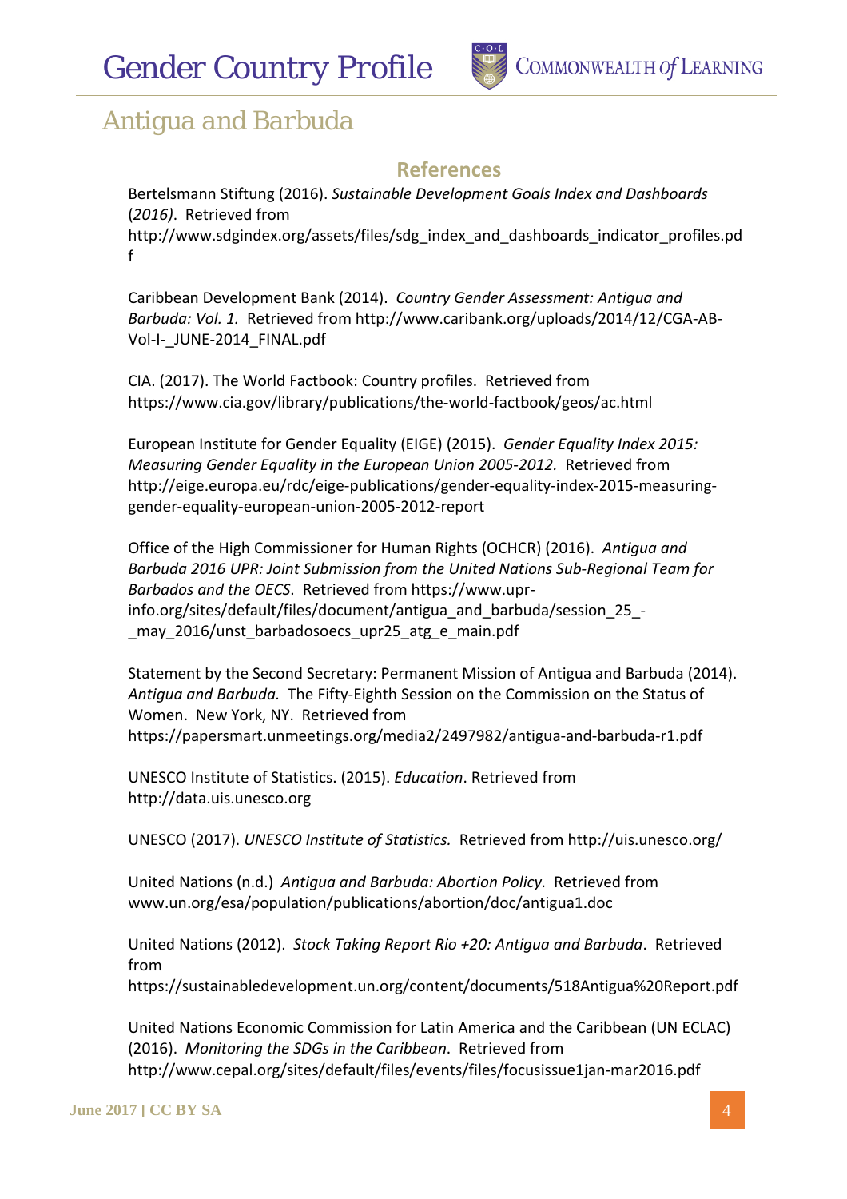## References

Bertelsmann Stiftung (2016). *Sustainable Development Goals Index and Dashboards (2016)*. Retrieved from http://www.sdgindex.org/assets/files/sdg_index_and_dashboards_indicator_profiles.pdf

Caribbean Development Bank (2014). *Country Gender Assessment: Antigua and Barbuda: Vol. 1.* Retrieved from http://www.caribank.org/uploads/2014/12/CGA-AB-Vol-I-_JUNE-2014_FINAL.pdf

CIA. (2017). The World Factbook: Country profiles. Retrieved from https://www.cia.gov/library/publications/the-world-factbook/geos/ac.html

European Institute for Gender Equality (EIGE) (2015). *Gender Equality Index 2015: Measuring Gender Equality in the European Union 2005-2012.* Retrieved from http://eige.europa.eu/rdc/eige-publications/gender-equality-index-2015-measuring-gender-equality-european-union-2005-2012-report

Office of the High Commissioner for Human Rights (OCHCR) (2016). *Antigua and Barbuda 2016 UPR: Joint Submission from the United Nations Sub-Regional Team for Barbados and the OECS*. Retrieved from https://www.upr-info.org/sites/default/files/document/antigua_and_barbuda/session_25_-_may_2016/unst_barbadosoecs_upr25_atg_e_main.pdf

Statement by the Second Secretary: Permanent Mission of Antigua and Barbuda (2014). *Antigua and Barbuda.* The Fifty-Eighth Session on the Commission on the Status of Women. New York, NY. Retrieved from https://papersmart.unmeetings.org/media2/2497982/antigua-and-barbuda-r1.pdf

UNESCO Institute of Statistics. (2015). *Education*. Retrieved from http://data.uis.unesco.org

UNESCO (2017). *UNESCO Institute of Statistics.* Retrieved from http://uis.unesco.org/

United Nations (n.d.) *Antigua and Barbuda: Abortion Policy.* Retrieved from www.un.org/esa/population/publications/abortion/doc/antigua1.doc

United Nations (2012). *Stock Taking Report Rio +20: Antigua and Barbuda*. Retrieved from https://sustainabledevelopment.un.org/content/documents/518Antigua%20Report.pdf

United Nations Economic Commission for Latin America and the Caribbean (UN ECLAC) (2016). *Monitoring the SDGs in the Caribbean*. Retrieved from http://www.cepal.org/sites/default/files/events/files/focusissue1jan-mar2016.pdf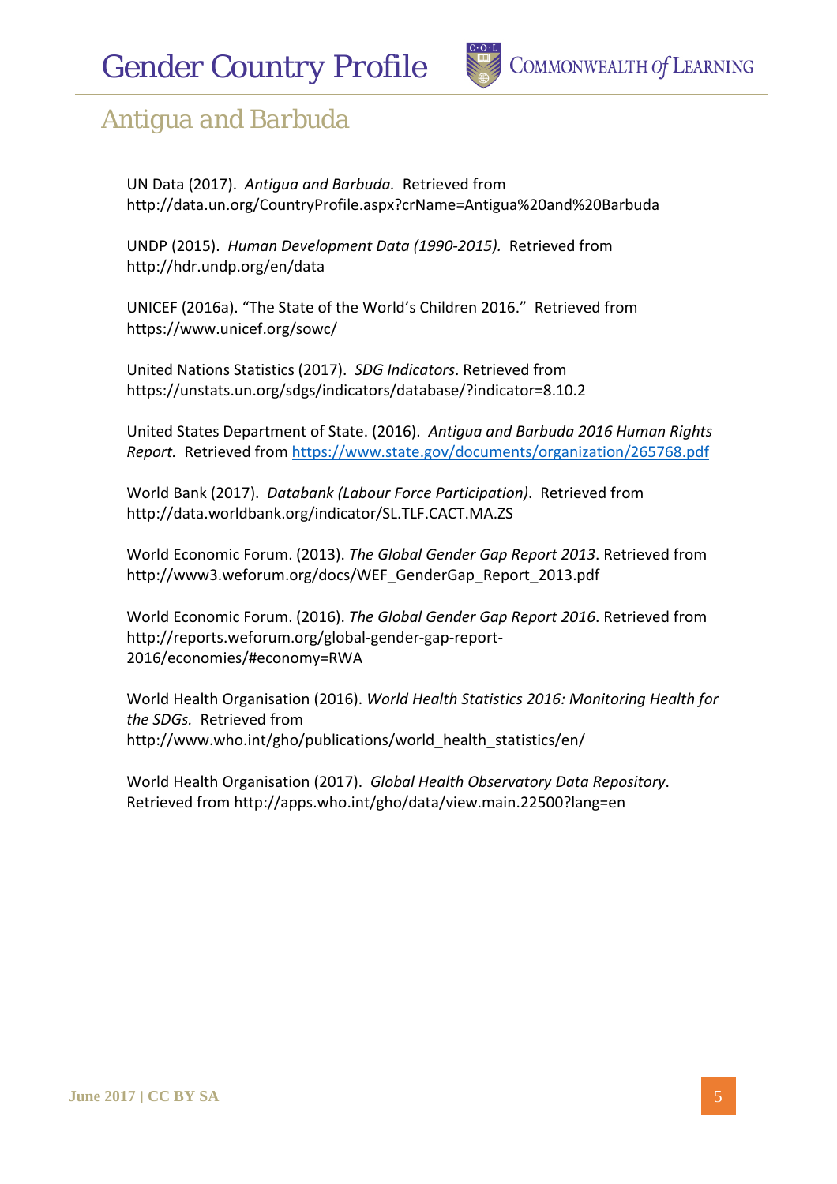UN Data (2017). *Antigua and Barbuda.* Retrieved from http://data.un.org/CountryProfile.aspx?crName=Antigua%20and%20Barbuda

UNDP (2015). *Human Development Data (1990-2015).* Retrieved from http://hdr.undp.org/en/data

UNICEF (2016a). "The State of the World's Children 2016." Retrieved from https://www.unicef.org/sowc/

United Nations Statistics (2017). *SDG Indicators*. Retrieved from https://unstats.un.org/sdgs/indicators/database/?indicator=8.10.2

United States Department of State. (2016). *Antigua and Barbuda 2016 Human Rights Report.* Retrieved from https://www.state.gov/documents/organization/265768.pdf

World Bank (2017). *Databank (Labour Force Participation)*. Retrieved from http://data.worldbank.org/indicator/SL.TLF.CACT.MA.ZS

World Economic Forum. (2013). *The Global Gender Gap Report 2013*. Retrieved from http://www3.weforum.org/docs/WEF_GenderGap_Report_2013.pdf

World Economic Forum. (2016). *The Global Gender Gap Report 2016*. Retrieved from http://reports.weforum.org/global-gender-gap-report-2016/economies/#economy=RWA

World Health Organisation (2016). *World Health Statistics 2016: Monitoring Health for the SDGs.* Retrieved from http://www.who.int/gho/publications/world_health_statistics/en/

World Health Organisation (2017). *Global Health Observatory Data Repository*. Retrieved from http://apps.who.int/gho/data/view.main.22500?lang=en